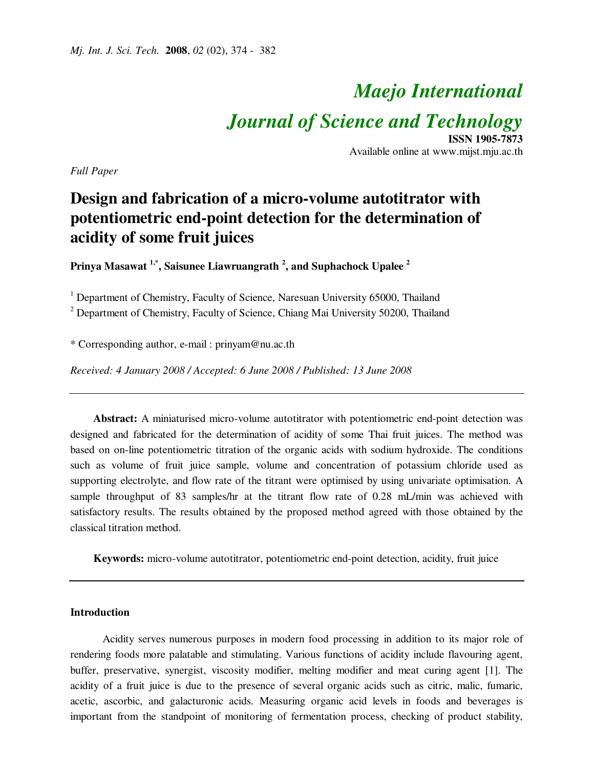# Maejo International Journal of Science and Technology

**ISSN 1905-7873**
Available online at www.mijst.mju.ac.th

*Full Paper*

## Design and fabrication of a micro-volume autotitrator with potentiometric end-point detection for the determination of acidity of some fruit juices

**Prinya Masawat [1,*], Saisunee Liawruangrath [2], and Suphachock Upalee [2]**

[1] Department of Chemistry, Faculty of Science, Naresuan University 65000, Thailand
[2] Department of Chemistry, Faculty of Science, Chiang Mai University 50200, Thailand

* Corresponding author, e-mail : prinyam@nu.ac.th

*Received: 4 January 2008 / Accepted: 6 June 2008 / Published: 13 June 2008*

---

**Abstract:** A miniaturised micro-volume autotitrator with potentiometric end-point detection was designed and fabricated for the determination of acidity of some Thai fruit juices. The method was based on on-line potentiometric titration of the organic acids with sodium hydroxide. The conditions such as volume of fruit juice sample, volume and concentration of potassium chloride used as supporting electrolyte, and flow rate of the titrant were optimised by using univariate optimisation. A sample throughput of 83 samples/hr at the titrant flow rate of 0.28 mL/min was achieved with satisfactory results. The results obtained by the proposed method agreed with those obtained by the classical titration method.

**Keywords:** micro-volume autotitrator, potentiometric end-point detection, acidity, fruit juice

---

### Introduction

Acidity serves numerous purposes in modern food processing in addition to its major role of rendering foods more palatable and stimulating. Various functions of acidity include flavouring agent, buffer, preservative, synergist, viscosity modifier, melting modifier and meat curing agent [1]. The acidity of a fruit juice is due to the presence of several organic acids such as citric, malic, fumaric, acetic, ascorbic, and galacturonic acids. Measuring organic acid levels in foods and beverages is important from the standpoint of monitoring of fermentation process, checking of product stability,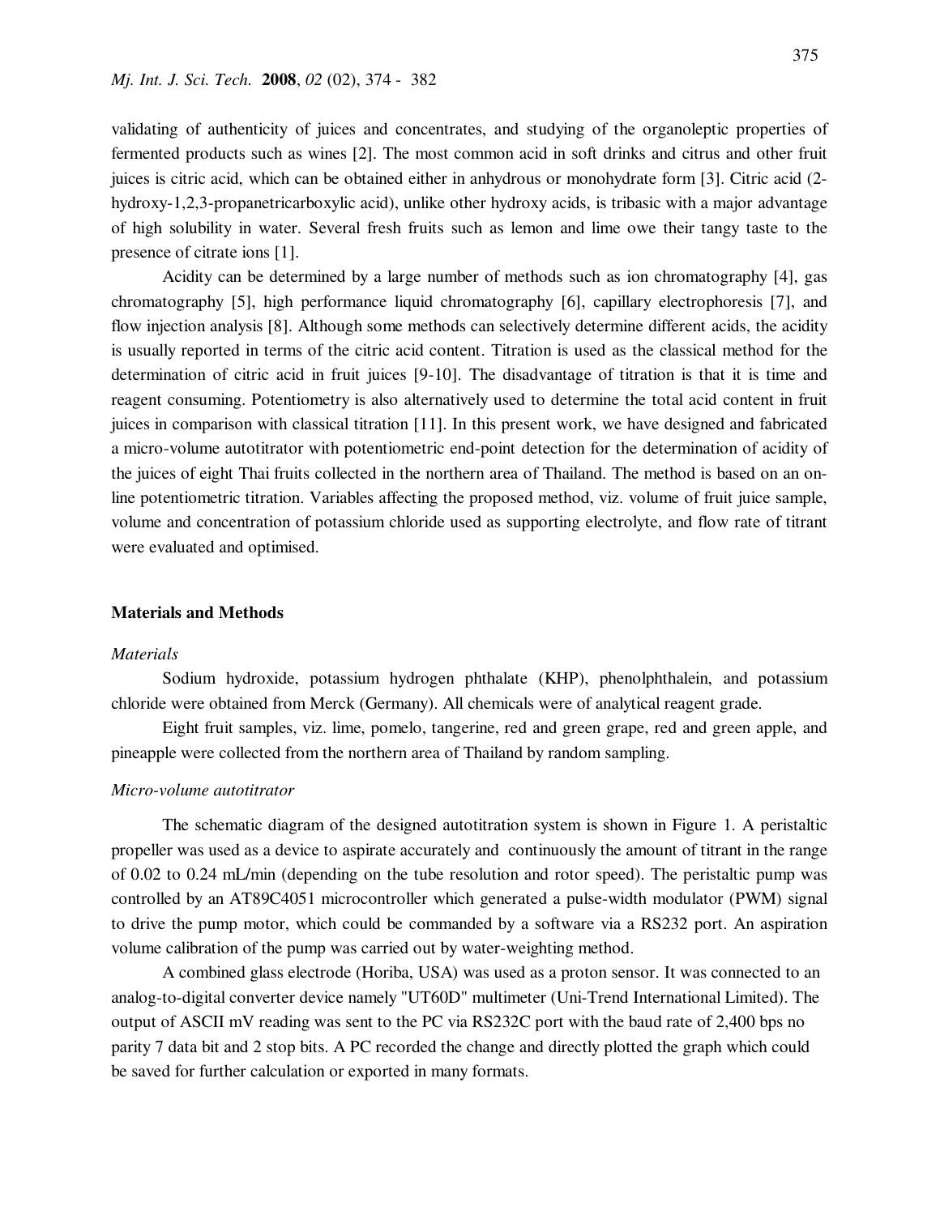validating of authenticity of juices and concentrates, and studying of the organoleptic properties of fermented products such as wines [2]. The most common acid in soft drinks and citrus and other fruit juices is citric acid, which can be obtained either in anhydrous or monohydrate form [3]. Citric acid (2-hydroxy-1,2,3-propanetricarboxylic acid), unlike other hydroxy acids, is tribasic with a major advantage of high solubility in water. Several fresh fruits such as lemon and lime owe their tangy taste to the presence of citrate ions [1].

Acidity can be determined by a large number of methods such as ion chromatography [4], gas chromatography [5], high performance liquid chromatography [6], capillary electrophoresis [7], and flow injection analysis [8]. Although some methods can selectively determine different acids, the acidity is usually reported in terms of the citric acid content. Titration is used as the classical method for the determination of citric acid in fruit juices [9-10]. The disadvantage of titration is that it is time and reagent consuming. Potentiometry is also alternatively used to determine the total acid content in fruit juices in comparison with classical titration [11]. In this present work, we have designed and fabricated a micro-volume autotitrator with potentiometric end-point detection for the determination of acidity of the juices of eight Thai fruits collected in the northern area of Thailand. The method is based on an on-line potentiometric titration. Variables affecting the proposed method, viz. volume of fruit juice sample, volume and concentration of potassium chloride used as supporting electrolyte, and flow rate of titrant were evaluated and optimised.

## Materials and Methods

### *Materials*

Sodium hydroxide, potassium hydrogen phthalate (KHP), phenolphthalein, and potassium chloride were obtained from Merck (Germany). All chemicals were of analytical reagent grade.

Eight fruit samples, viz. lime, pomelo, tangerine, red and green grape, red and green apple, and pineapple were collected from the northern area of Thailand by random sampling.

### *Micro-volume autotitrator*

The schematic diagram of the designed autotitration system is shown in Figure 1. A peristaltic propeller was used as a device to aspirate accurately and continuously the amount of titrant in the range of 0.02 to 0.24 mL/min (depending on the tube resolution and rotor speed). The peristaltic pump was controlled by an AT89C4051 microcontroller which generated a pulse-width modulator (PWM) signal to drive the pump motor, which could be commanded by a software via a RS232 port. An aspiration volume calibration of the pump was carried out by water-weighting method.

A combined glass electrode (Horiba, USA) was used as a proton sensor. It was connected to an analog-to-digital converter device namely "UT60D" multimeter (Uni-Trend International Limited). The output of ASCII mV reading was sent to the PC via RS232C port with the baud rate of 2,400 bps no parity 7 data bit and 2 stop bits. A PC recorded the change and directly plotted the graph which could be saved for further calculation or exported in many formats.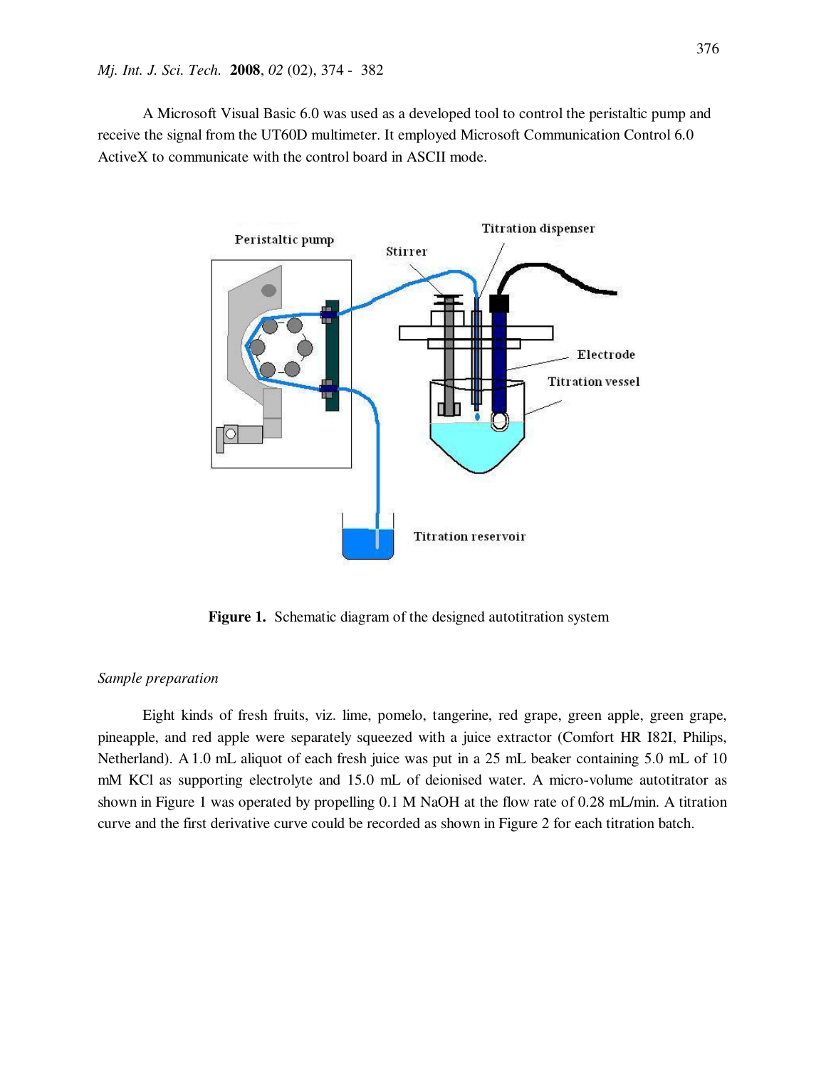A Microsoft Visual Basic 6.0 was used as a developed tool to control the peristaltic pump and receive the signal from the UT60D multimeter. It employed Microsoft Communication Control 6.0 ActiveX to communicate with the control board in ASCII mode.

**Figure 1.** Schematic diagram of the designed autotitration system

*Sample preparation*

Eight kinds of fresh fruits, viz. lime, pomelo, tangerine, red grape, green apple, green grape, pineapple, and red apple were separately squeezed with a juice extractor (Comfort HR I82I, Philips, Netherland). A 1.0 mL aliquot of each fresh juice was put in a 25 mL beaker containing 5.0 mL of 10 mM KCl as supporting electrolyte and 15.0 mL of deionised water. A micro-volume autotitrator as shown in Figure 1 was operated by propelling 0.1 M NaOH at the flow rate of 0.28 mL/min. A titration curve and the first derivative curve could be recorded as shown in Figure 2 for each titration batch.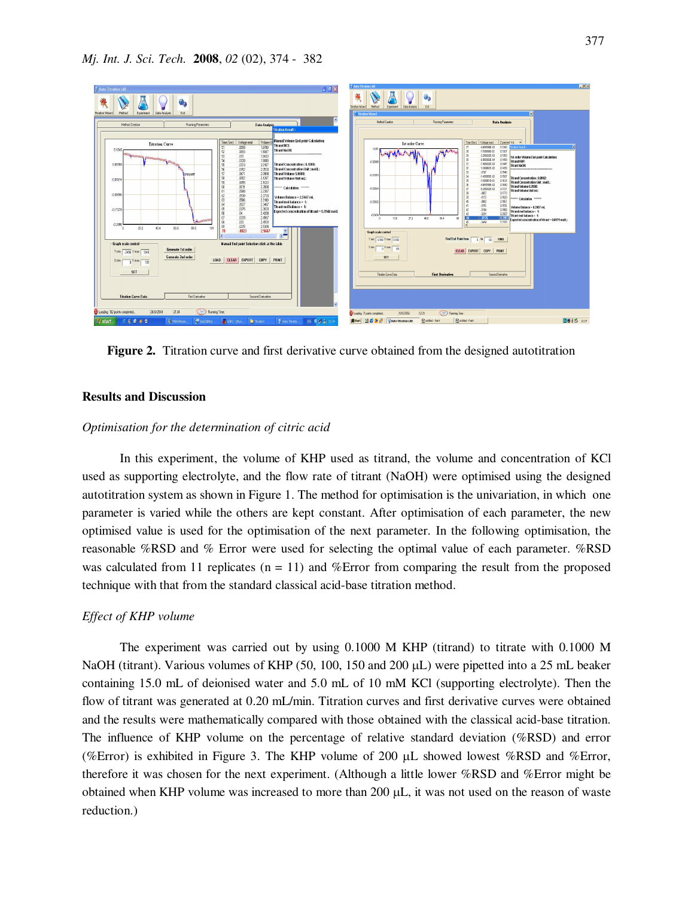**Figure 2.** Titration curve and first derivative curve obtained from the designed autotitration

**Results and Discussion**

*Optimisation for the determination of citric acid*

In this experiment, the volume of KHP used as titrand, the volume and concentration of KCl used as supporting electrolyte, and the flow rate of titrant (NaOH) were optimised using the designed autotitration system as shown in Figure 1. The method for optimisation is the univariation, in which one parameter is varied while the others are kept constant. After optimisation of each parameter, the new optimised value is used for the optimisation of the next parameter. In the following optimisation, the reasonable %RSD and % Error were used for selecting the optimal value of each parameter. %RSD was calculated from 11 replicates (n = 11) and %Error from comparing the result from the proposed technique with that from the standard classical acid-base titration method.

*Effect of KHP volume*

The experiment was carried out by using 0.1000 M KHP (titrand) to titrate with 0.1000 M NaOH (titrant). Various volumes of KHP (50, 100, 150 and 200 μL) were pipetted into a 25 mL beaker containing 15.0 mL of deionised water and 5.0 mL of 10 mM KCl (supporting electrolyte). Then the flow of titrant was generated at 0.20 mL/min. Titration curves and first derivative curves were obtained and the results were mathematically compared with those obtained with the classical acid-base titration. The influence of KHP volume on the percentage of relative standard deviation (%RSD) and error (%Error) is exhibited in Figure 3. The KHP volume of 200 μL showed lowest %RSD and %Error, therefore it was chosen for the next experiment. (Although a little lower %RSD and %Error might be obtained when KHP volume was increased to more than 200 μL, it was not used on the reason of waste reduction.)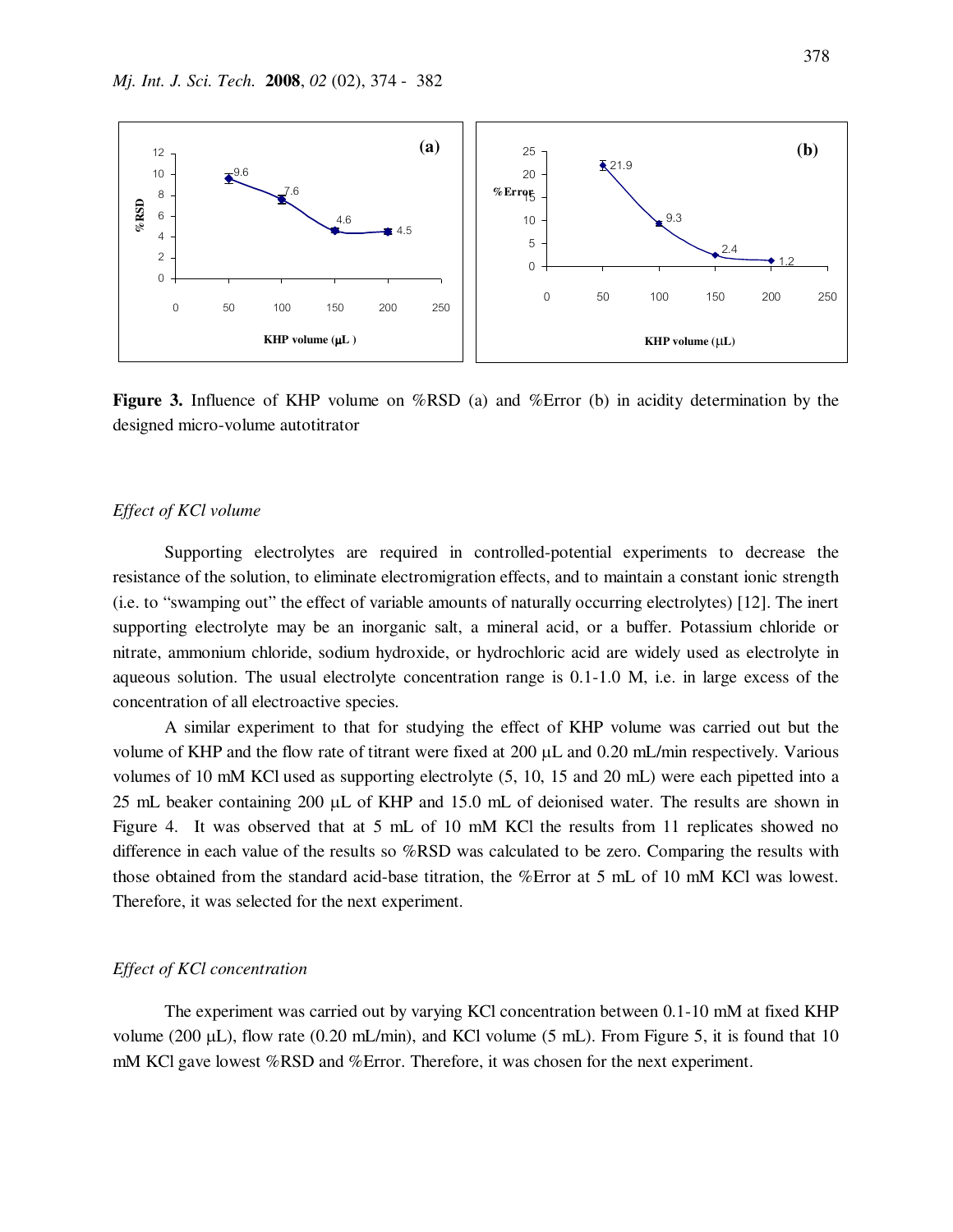**Figure 3.** Influence of KHP volume on %RSD (a) and %Error (b) in acidity determination by the designed micro-volume autotitrator

*Effect of KCl volume*

Supporting electrolytes are required in controlled-potential experiments to decrease the resistance of the solution, to eliminate electromigration effects, and to maintain a constant ionic strength (i.e. to "swamping out" the effect of variable amounts of naturally occurring electrolytes) [12]. The inert supporting electrolyte may be an inorganic salt, a mineral acid, or a buffer. Potassium chloride or nitrate, ammonium chloride, sodium hydroxide, or hydrochloric acid are widely used as electrolyte in aqueous solution. The usual electrolyte concentration range is 0.1-1.0 M, i.e. in large excess of the concentration of all electroactive species.

A similar experiment to that for studying the effect of KHP volume was carried out but the volume of KHP and the flow rate of titrant were fixed at 200 μL and 0.20 mL/min respectively. Various volumes of 10 mM KCl used as supporting electrolyte (5, 10, 15 and 20 mL) were each pipetted into a 25 mL beaker containing 200 μL of KHP and 15.0 mL of deionised water. The results are shown in Figure 4. It was observed that at 5 mL of 10 mM KCl the results from 11 replicates showed no difference in each value of the results so %RSD was calculated to be zero. Comparing the results with those obtained from the standard acid-base titration, the %Error at 5 mL of 10 mM KCl was lowest. Therefore, it was selected for the next experiment.

*Effect of KCl concentration*

The experiment was carried out by varying KCl concentration between 0.1-10 mM at fixed KHP volume (200 μL), flow rate (0.20 mL/min), and KCl volume (5 mL). From Figure 5, it is found that 10 mM KCl gave lowest %RSD and %Error. Therefore, it was chosen for the next experiment.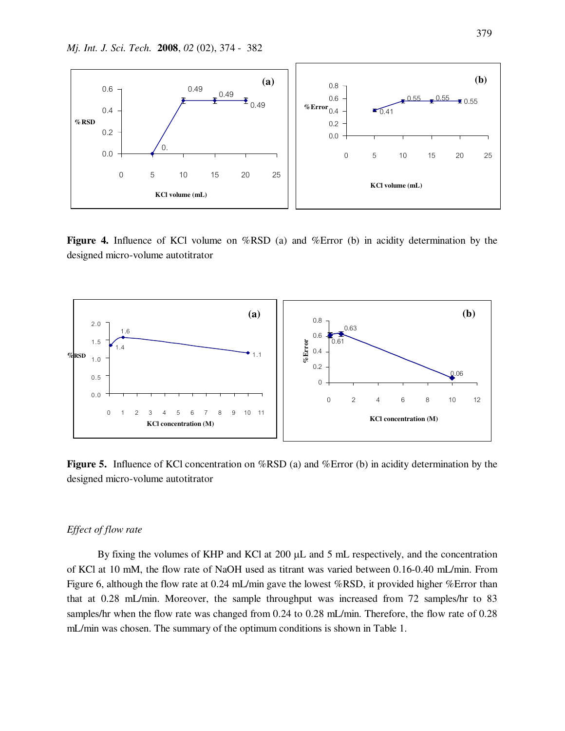**Figure 4.** Influence of KCl volume on %RSD (a) and %Error (b) in acidity determination by the designed micro-volume autotitrator

**Figure 5.** Influence of KCl concentration on %RSD (a) and %Error (b) in acidity determination by the designed micro-volume autotitrator

*Effect of flow rate*

By fixing the volumes of KHP and KCl at 200 μL and 5 mL respectively, and the concentration of KCl at 10 mM, the flow rate of NaOH used as titrant was varied between 0.16-0.40 mL/min. From Figure 6, although the flow rate at 0.24 mL/min gave the lowest %RSD, it provided higher %Error than that at 0.28 mL/min. Moreover, the sample throughput was increased from 72 samples/hr to 83 samples/hr when the flow rate was changed from 0.24 to 0.28 mL/min. Therefore, the flow rate of 0.28 mL/min was chosen. The summary of the optimum conditions is shown in Table 1.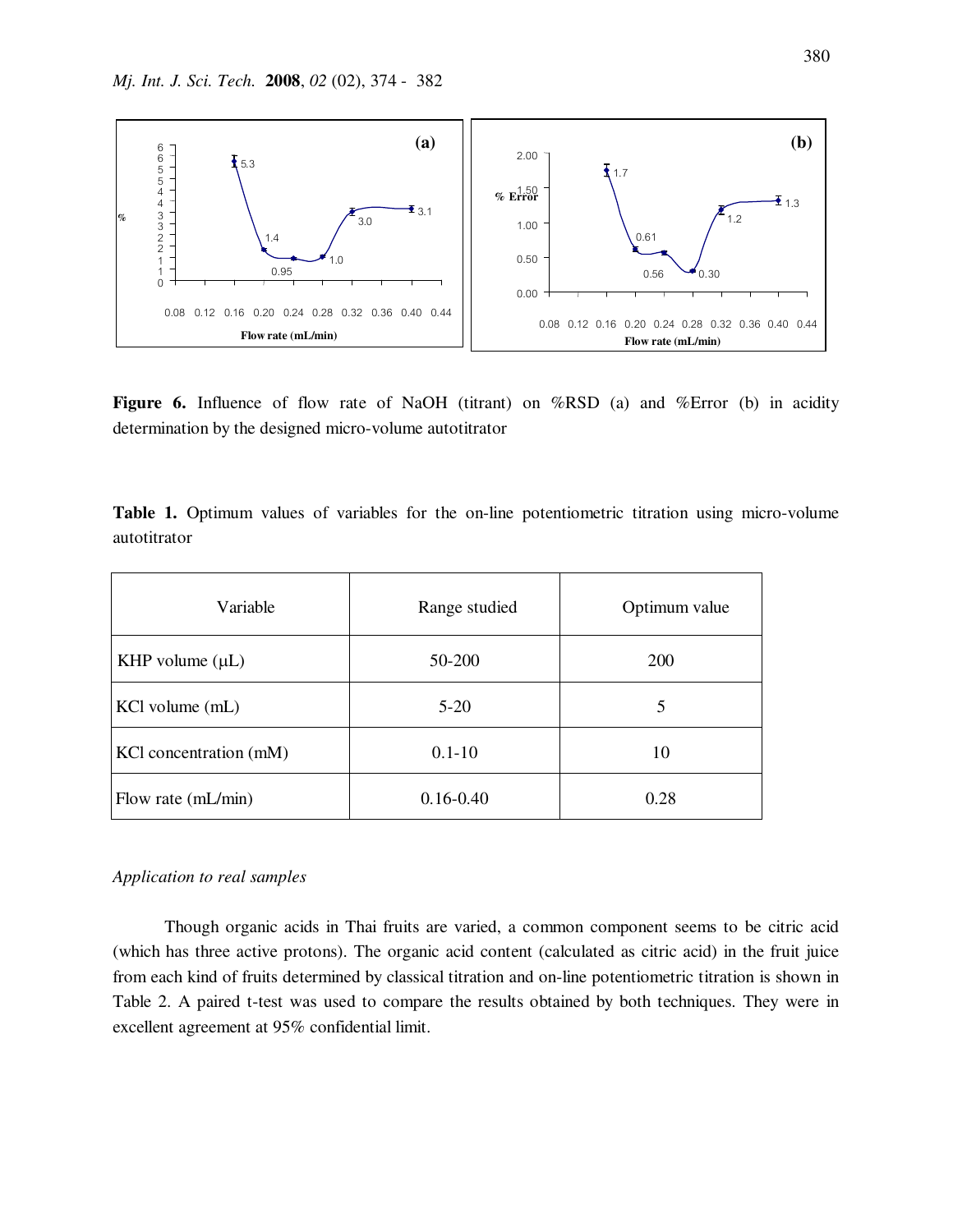**Figure 6.** Influence of flow rate of NaOH (titrant) on %RSD (a) and %Error (b) in acidity determination by the designed micro-volume autotitrator

**Table 1.** Optimum values of variables for the on-line potentiometric titration using micro-volume autotitrator

| Variable | Range studied | Optimum value |
|---|---|---|
| KHP volume (μL) | 50-200 | 200 |
| KCl volume (mL) | 5-20 | 5 |
| KCl concentration (mM) | 0.1-10 | 10 |
| Flow rate (mL/min) | 0.16-0.40 | 0.28 |

*Application to real samples*

Though organic acids in Thai fruits are varied, a common component seems to be citric acid (which has three active protons). The organic acid content (calculated as citric acid) in the fruit juice from each kind of fruits determined by classical titration and on-line potentiometric titration is shown in Table 2. A paired t-test was used to compare the results obtained by both techniques. They were in excellent agreement at 95% confidential limit.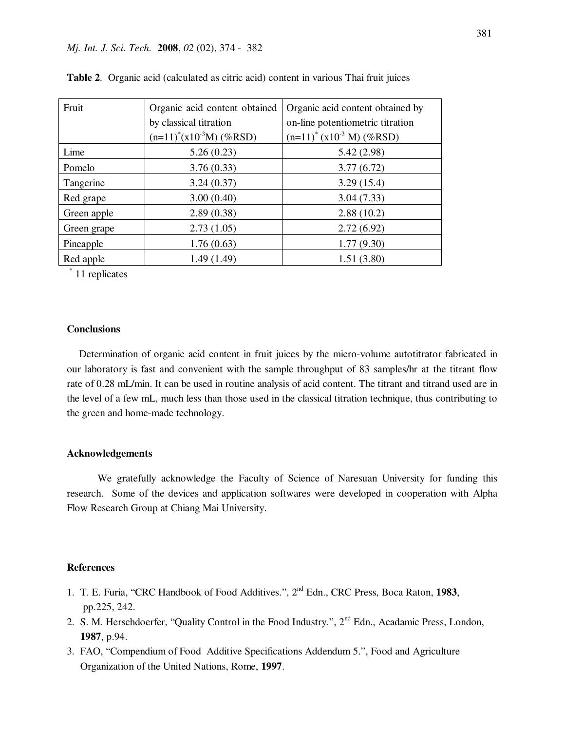**Table 2**. Organic acid (calculated as citric acid) content in various Thai fruit juices

| Fruit | Organic acid content obtained by classical titration (n=11)* ($x10^{-3}$M) (%RSD) | Organic acid content obtained by on-line potentiometric titration (n=11)* ($x10^{-3}$ M) (%RSD) |
|---|---|---|
| Lime | 5.26 (0.23) | 5.42 (2.98) |
| Pomelo | 3.76 (0.33) | 3.77 (6.72) |
| Tangerine | 3.24 (0.37) | 3.29 (15.4) |
| Red grape | 3.00 (0.40) | 3.04 (7.33) |
| Green apple | 2.89 (0.38) | 2.88 (10.2) |
| Green grape | 2.73 (1.05) | 2.72 (6.92) |
| Pineapple | 1.76 (0.63) | 1.77 (9.30) |
| Red apple | 1.49 (1.49) | 1.51 (3.80) |

* 11 replicates

## Conclusions

Determination of organic acid content in fruit juices by the micro-volume autotitrator fabricated in our laboratory is fast and convenient with the sample throughput of 83 samples/hr at the titrant flow rate of 0.28 mL/min. It can be used in routine analysis of acid content. The titrant and titrand used are in the level of a few mL, much less than those used in the classical titration technique, thus contributing to the green and home-made technology.

## Acknowledgements

We gratefully acknowledge the Faculty of Science of Naresuan University for funding this research. Some of the devices and application softwares were developed in cooperation with Alpha Flow Research Group at Chiang Mai University.

## References

1. T. E. Furia, "CRC Handbook of Food Additives.", 2nd Edn., CRC Press, Boca Raton, **1983**, pp.225, 242.
2. S. M. Herschdoerfer, "Quality Control in the Food Industry.", 2nd Edn., Acadamic Press, London, **1987**, p.94.
3. FAO, "Compendium of Food Additive Specifications Addendum 5.", Food and Agriculture Organization of the United Nations, Rome, **1997**.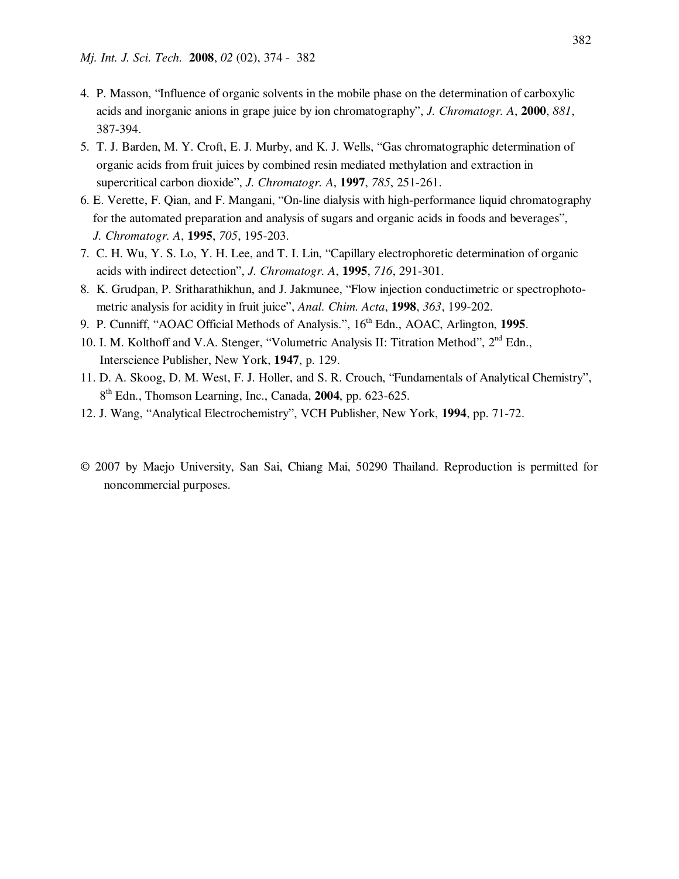4. P. Masson, "Influence of organic solvents in the mobile phase on the determination of carboxylic acids and inorganic anions in grape juice by ion chromatography", *J. Chromatogr. A*, **2000**, *881*, 387-394.
5. T. J. Barden, M. Y. Croft, E. J. Murby, and K. J. Wells, "Gas chromatographic determination of organic acids from fruit juices by combined resin mediated methylation and extraction in supercritical carbon dioxide", *J. Chromatogr. A*, **1997**, *785*, 251-261.
6. E. Verette, F. Qian, and F. Mangani, "On-line dialysis with high-performance liquid chromatography for the automated preparation and analysis of sugars and organic acids in foods and beverages", *J. Chromatogr. A*, **1995**, *705*, 195-203.
7. C. H. Wu, Y. S. Lo, Y. H. Lee, and T. I. Lin, "Capillary electrophoretic determination of organic acids with indirect detection", *J. Chromatogr. A*, **1995**, *716*, 291-301.
8. K. Grudpan, P. Sritharathikhun, and J. Jakmunee, "Flow injection conductimetric or spectrophotometric analysis for acidity in fruit juice", *Anal. Chim. Acta*, **1998**, *363*, 199-202.
9. P. Cunniff, "AOAC Official Methods of Analysis.", 16th Edn., AOAC, Arlington, **1995**.
10. I. M. Kolthoff and V.A. Stenger, "Volumetric Analysis II: Titration Method", 2nd Edn., Interscience Publisher, New York, **1947**, p. 129.
11. D. A. Skoog, D. M. West, F. J. Holler, and S. R. Crouch, "Fundamentals of Analytical Chemistry", 8th Edn., Thomson Learning, Inc., Canada, **2004**, pp. 623-625.
12. J. Wang, "Analytical Electrochemistry", VCH Publisher, New York, **1994**, pp. 71-72.

© 2007 by Maejo University, San Sai, Chiang Mai, 50290 Thailand. Reproduction is permitted for noncommercial purposes.